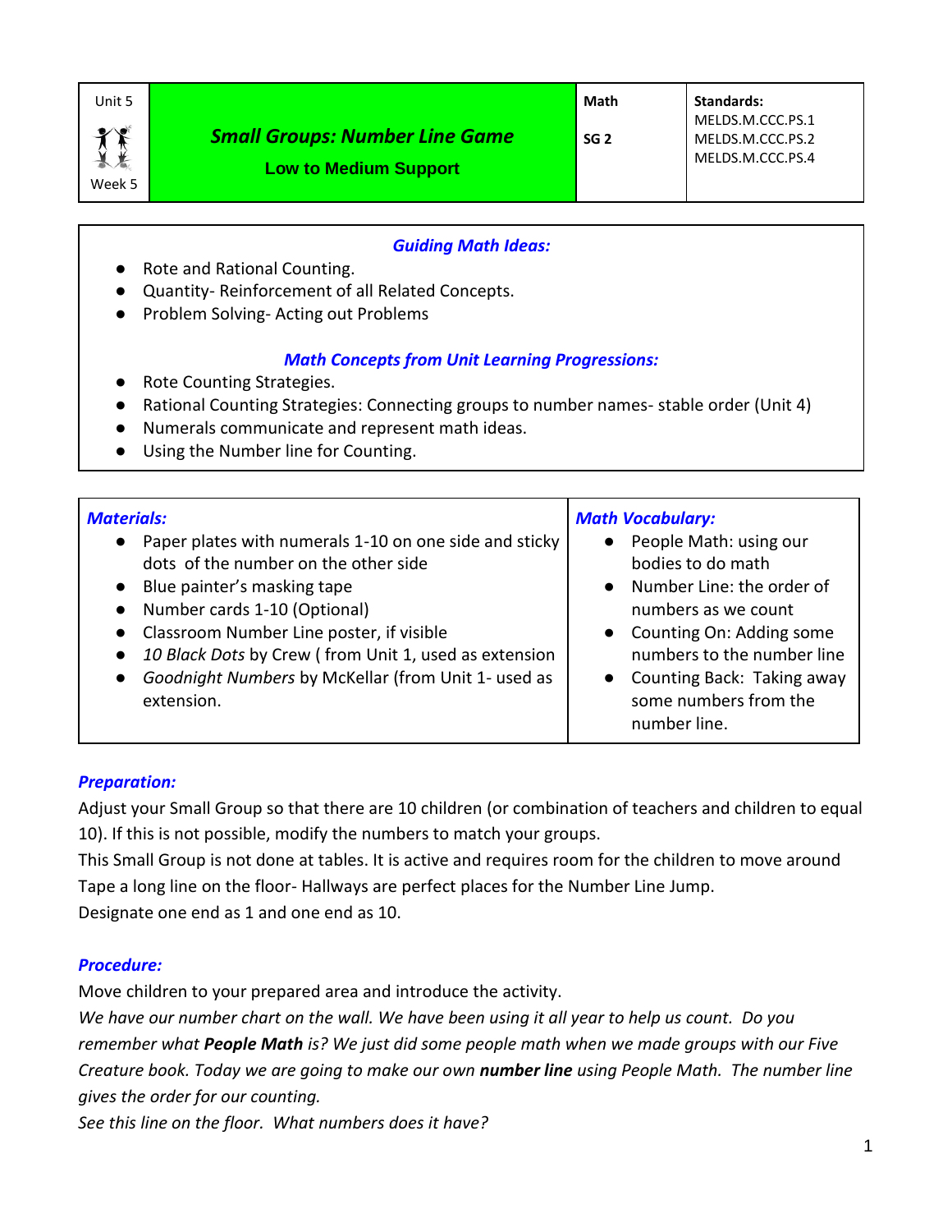| Unit 5<br>Week 5 | ***Small Groups: Number Line Game***<br>**Low to Medium Support** | **Math**<br>**SG 2** | **Standards:**<br>MELDS.M.CCC.PS.1<br>MELDS.M.CCC.PS.2<br>MELDS.M.CCC.PS.4 |
|---|---|---|---|

### *Guiding Math Ideas:*

- Rote and Rational Counting.
- Quantity- Reinforcement of all Related Concepts.
- Problem Solving- Acting out Problems

### *Math Concepts from Unit Learning Progressions:*

- Rote Counting Strategies.
- Rational Counting Strategies: Connecting groups to number names- stable order (Unit 4)
- Numerals communicate and represent math ideas.
- Using the Number line for Counting.

### *Materials:*

- Paper plates with numerals 1-10 on one side and sticky dots of the number on the other side
- Blue painter's masking tape
- Number cards 1-10 (Optional)
- Classroom Number Line poster, if visible
- *10 Black Dots* by Crew ( from Unit 1, used as extension
- *Goodnight Numbers* by McKellar (from Unit 1- used as extension.

### *Math Vocabulary:*

- People Math: using our bodies to do math
- Number Line: the order of numbers as we count
- Counting On: Adding some numbers to the number line
- Counting Back: Taking away some numbers from the number line.

### *Preparation:*

Adjust your Small Group so that there are 10 children (or combination of teachers and children to equal 10). If this is not possible, modify the numbers to match your groups.
This Small Group is not done at tables. It is active and requires room for the children to move around
Tape a long line on the floor- Hallways are perfect places for the Number Line Jump.
Designate one end as 1 and one end as 10.

### *Procedure:*

Move children to your prepared area and introduce the activity.
*We have our number chart on the wall. We have been using it all year to help us count. Do you remember what* ***People Math*** *is? We just did some people math when we made groups with our Five Creature book. Today we are going to make our own* ***number line*** *using People Math. The number line gives the order for our counting.*
*See this line on the floor. What numbers does it have?*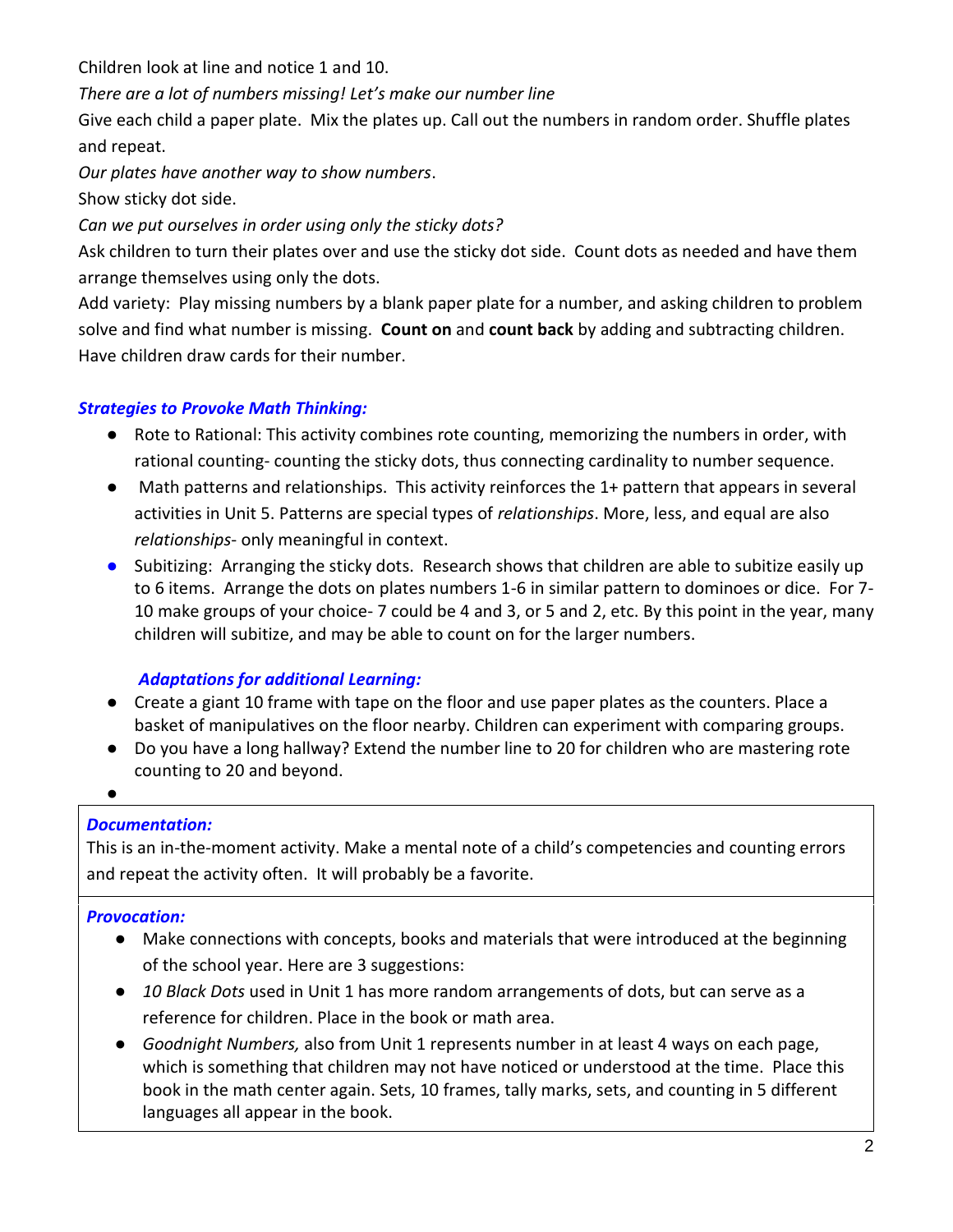Children look at line and notice 1 and 10.

*There are a lot of numbers missing! Let's make our number line*

Give each child a paper plate. Mix the plates up. Call out the numbers in random order. Shuffle plates and repeat.

*Our plates have another way to show numbers*.

Show sticky dot side.

*Can we put ourselves in order using only the sticky dots?*

Ask children to turn their plates over and use the sticky dot side. Count dots as needed and have them arrange themselves using only the dots.

Add variety: Play missing numbers by a blank paper plate for a number, and asking children to problem solve and find what number is missing. **Count on** and **count back** by adding and subtracting children. Have children draw cards for their number.

***Strategies to Provoke Math Thinking:***

- Rote to Rational: This activity combines rote counting, memorizing the numbers in order, with rational counting- counting the sticky dots, thus connecting cardinality to number sequence.
- Math patterns and relationships. This activity reinforces the 1+ pattern that appears in several activities in Unit 5. Patterns are special types of *relationships*. More, less, and equal are also *relationships*- only meaningful in context.
- Subitizing: Arranging the sticky dots. Research shows that children are able to subitize easily up to 6 items. Arrange the dots on plates numbers 1-6 in similar pattern to dominoes or dice. For 7-10 make groups of your choice- 7 could be 4 and 3, or 5 and 2, etc. By this point in the year, many children will subitize, and may be able to count on for the larger numbers.

***Adaptations for additional Learning:***

- Create a giant 10 frame with tape on the floor and use paper plates as the counters. Place a basket of manipulatives on the floor nearby. Children can experiment with comparing groups.
- Do you have a long hallway? Extend the number line to 20 for children who are mastering rote counting to 20 and beyond.
- 

***Documentation:***

This is an in-the-moment activity. Make a mental note of a child's competencies and counting errors and repeat the activity often. It will probably be a favorite.

***Provocation:***

- Make connections with concepts, books and materials that were introduced at the beginning of the school year. Here are 3 suggestions:
- *10 Black Dots* used in Unit 1 has more random arrangements of dots, but can serve as a reference for children. Place in the book or math area.
- *Goodnight Numbers,* also from Unit 1 represents number in at least 4 ways on each page, which is something that children may not have noticed or understood at the time. Place this book in the math center again. Sets, 10 frames, tally marks, sets, and counting in 5 different languages all appear in the book.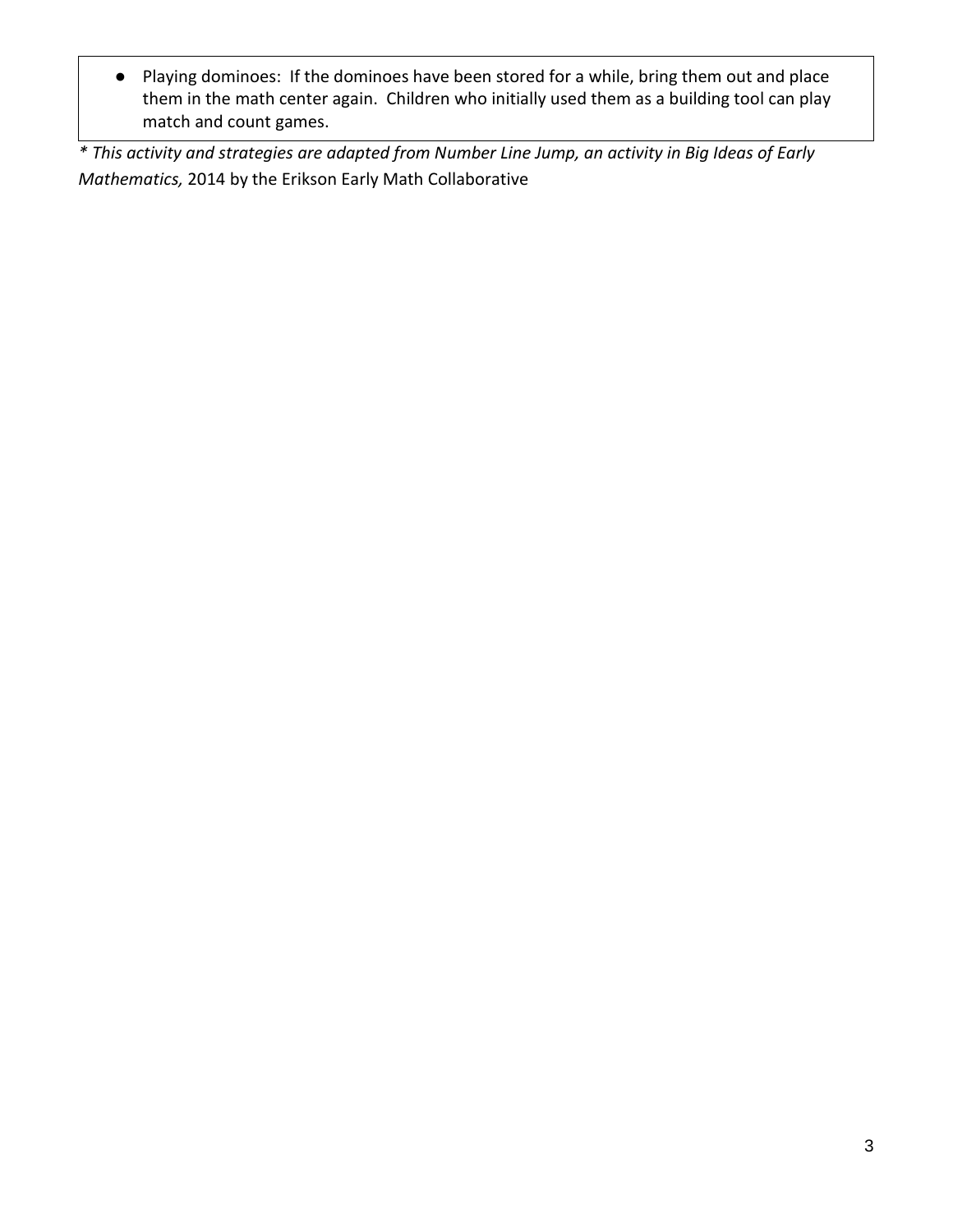- Playing dominoes: If the dominoes have been stored for a while, bring them out and place them in the math center again. Children who initially used them as a building tool can play match and count games.

*\* This activity and strategies are adapted from Number Line Jump, an activity in Big Ideas of Early Mathematics,* 2014 by the Erikson Early Math Collaborative